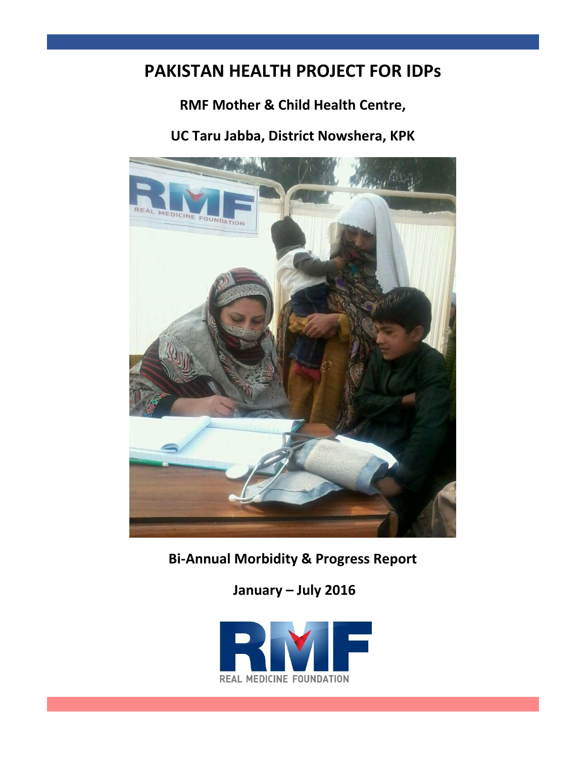# PAKISTAN HEALTH PROJECT FOR IDPs

## RMF Mother & Child Health Centre,

## UC Taru Jabba, District Nowshera, KPK

**Bi-Annual Morbidity & Progress Report**

**January – July 2016**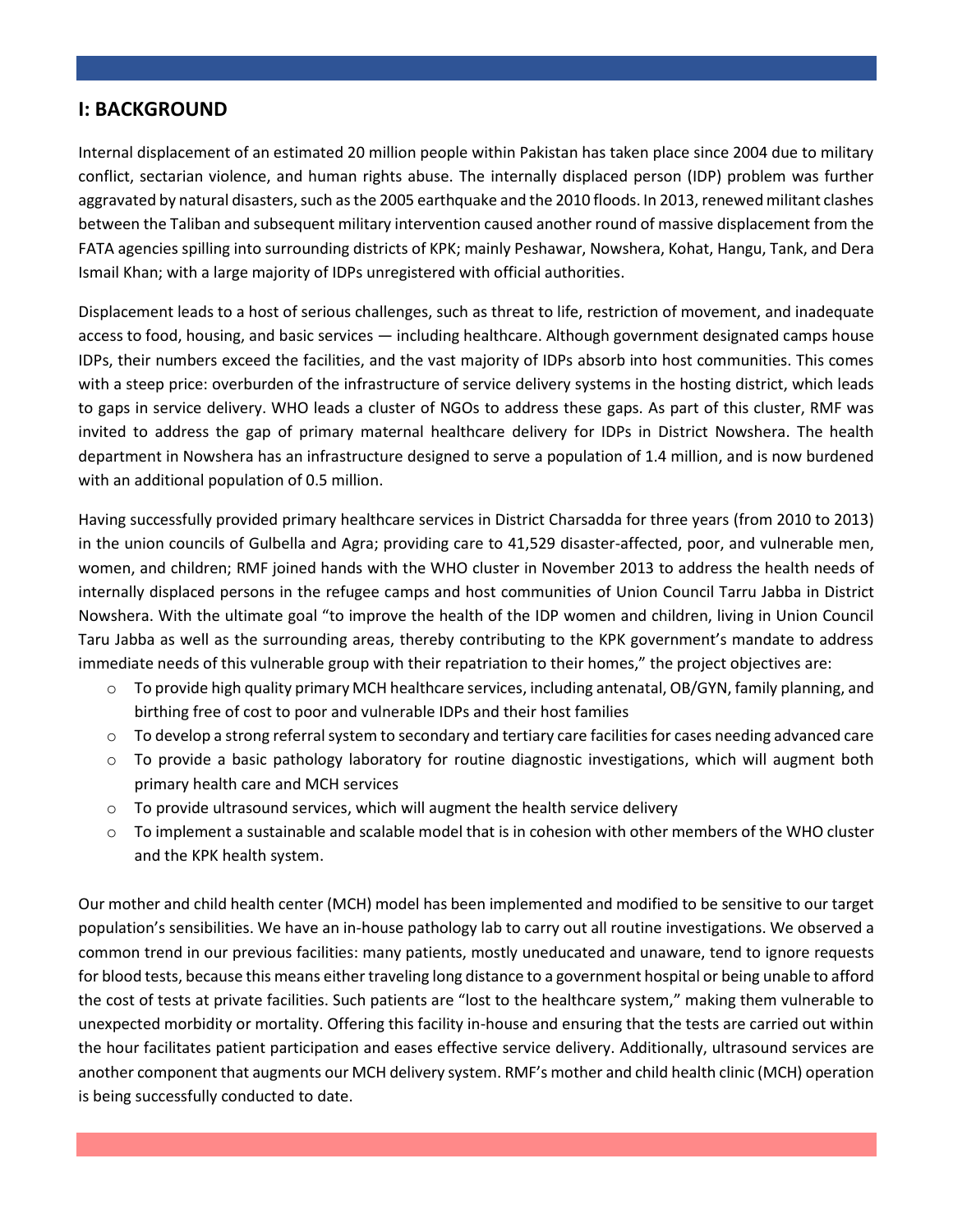## I: BACKGROUND

Internal displacement of an estimated 20 million people within Pakistan has taken place since 2004 due to military conflict, sectarian violence, and human rights abuse. The internally displaced person (IDP) problem was further aggravated by natural disasters, such as the 2005 earthquake and the 2010 floods. In 2013, renewed militant clashes between the Taliban and subsequent military intervention caused another round of massive displacement from the FATA agencies spilling into surrounding districts of KPK; mainly Peshawar, Nowshera, Kohat, Hangu, Tank, and Dera Ismail Khan; with a large majority of IDPs unregistered with official authorities.

Displacement leads to a host of serious challenges, such as threat to life, restriction of movement, and inadequate access to food, housing, and basic services — including healthcare. Although government designated camps house IDPs, their numbers exceed the facilities, and the vast majority of IDPs absorb into host communities. This comes with a steep price: overburden of the infrastructure of service delivery systems in the hosting district, which leads to gaps in service delivery. WHO leads a cluster of NGOs to address these gaps. As part of this cluster, RMF was invited to address the gap of primary maternal healthcare delivery for IDPs in District Nowshera. The health department in Nowshera has an infrastructure designed to serve a population of 1.4 million, and is now burdened with an additional population of 0.5 million.

Having successfully provided primary healthcare services in District Charsadda for three years (from 2010 to 2013) in the union councils of Gulbella and Agra; providing care to 41,529 disaster-affected, poor, and vulnerable men, women, and children; RMF joined hands with the WHO cluster in November 2013 to address the health needs of internally displaced persons in the refugee camps and host communities of Union Council Tarru Jabba in District Nowshera. With the ultimate goal "to improve the health of the IDP women and children, living in Union Council Taru Jabba as well as the surrounding areas, thereby contributing to the KPK government's mandate to address immediate needs of this vulnerable group with their repatriation to their homes," the project objectives are:

- To provide high quality primary MCH healthcare services, including antenatal, OB/GYN, family planning, and birthing free of cost to poor and vulnerable IDPs and their host families
- To develop a strong referral system to secondary and tertiary care facilities for cases needing advanced care
- To provide a basic pathology laboratory for routine diagnostic investigations, which will augment both primary health care and MCH services
- To provide ultrasound services, which will augment the health service delivery
- To implement a sustainable and scalable model that is in cohesion with other members of the WHO cluster and the KPK health system.

Our mother and child health center (MCH) model has been implemented and modified to be sensitive to our target population's sensibilities. We have an in-house pathology lab to carry out all routine investigations. We observed a common trend in our previous facilities: many patients, mostly uneducated and unaware, tend to ignore requests for blood tests, because this means either traveling long distance to a government hospital or being unable to afford the cost of tests at private facilities. Such patients are "lost to the healthcare system," making them vulnerable to unexpected morbidity or mortality. Offering this facility in-house and ensuring that the tests are carried out within the hour facilitates patient participation and eases effective service delivery. Additionally, ultrasound services are another component that augments our MCH delivery system. RMF's mother and child health clinic (MCH) operation is being successfully conducted to date.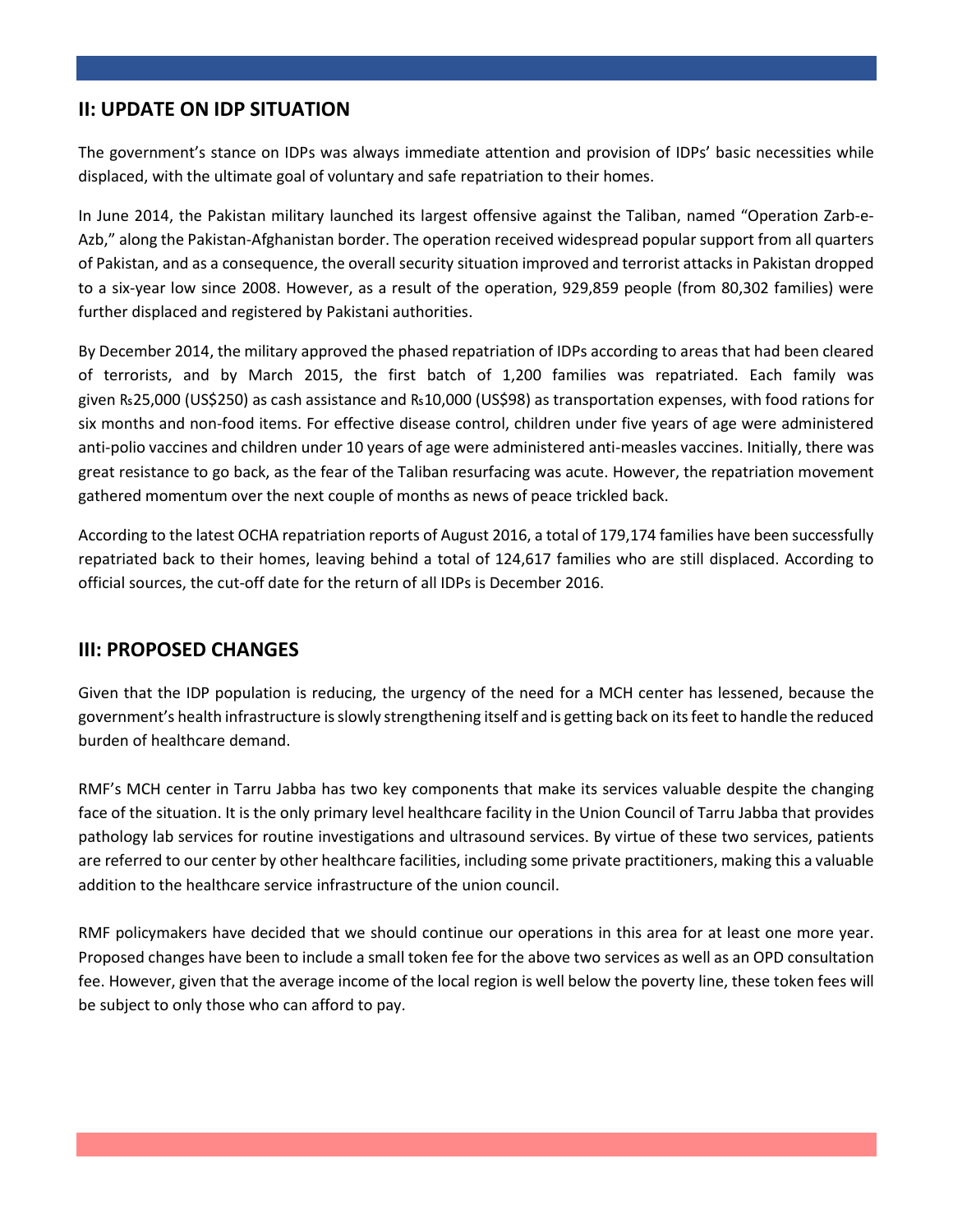## II: UPDATE ON IDP SITUATION

The government's stance on IDPs was always immediate attention and provision of IDPs' basic necessities while displaced, with the ultimate goal of voluntary and safe repatriation to their homes.

In June 2014, the Pakistan military launched its largest offensive against the Taliban, named "Operation Zarb-e-Azb," along the Pakistan-Afghanistan border. The operation received widespread popular support from all quarters of Pakistan, and as a consequence, the overall security situation improved and terrorist attacks in Pakistan dropped to a six-year low since 2008. However, as a result of the operation, 929,859 people (from 80,302 families) were further displaced and registered by Pakistani authorities.

By December 2014, the military approved the phased repatriation of IDPs according to areas that had been cleared of terrorists, and by March 2015, the first batch of 1,200 families was repatriated. Each family was given ₨25,000 (US$250) as cash assistance and ₨10,000 (US$98) as transportation expenses, with food rations for six months and non-food items. For effective disease control, children under five years of age were administered anti-polio vaccines and children under 10 years of age were administered anti-measles vaccines. Initially, there was great resistance to go back, as the fear of the Taliban resurfacing was acute. However, the repatriation movement gathered momentum over the next couple of months as news of peace trickled back.

According to the latest OCHA repatriation reports of August 2016, a total of 179,174 families have been successfully repatriated back to their homes, leaving behind a total of 124,617 families who are still displaced. According to official sources, the cut-off date for the return of all IDPs is December 2016.

## III: PROPOSED CHANGES

Given that the IDP population is reducing, the urgency of the need for a MCH center has lessened, because the government's health infrastructure is slowly strengthening itself and is getting back on its feet to handle the reduced burden of healthcare demand.

RMF's MCH center in Tarru Jabba has two key components that make its services valuable despite the changing face of the situation. It is the only primary level healthcare facility in the Union Council of Tarru Jabba that provides pathology lab services for routine investigations and ultrasound services. By virtue of these two services, patients are referred to our center by other healthcare facilities, including some private practitioners, making this a valuable addition to the healthcare service infrastructure of the union council.

RMF policymakers have decided that we should continue our operations in this area for at least one more year. Proposed changes have been to include a small token fee for the above two services as well as an OPD consultation fee. However, given that the average income of the local region is well below the poverty line, these token fees will be subject to only those who can afford to pay.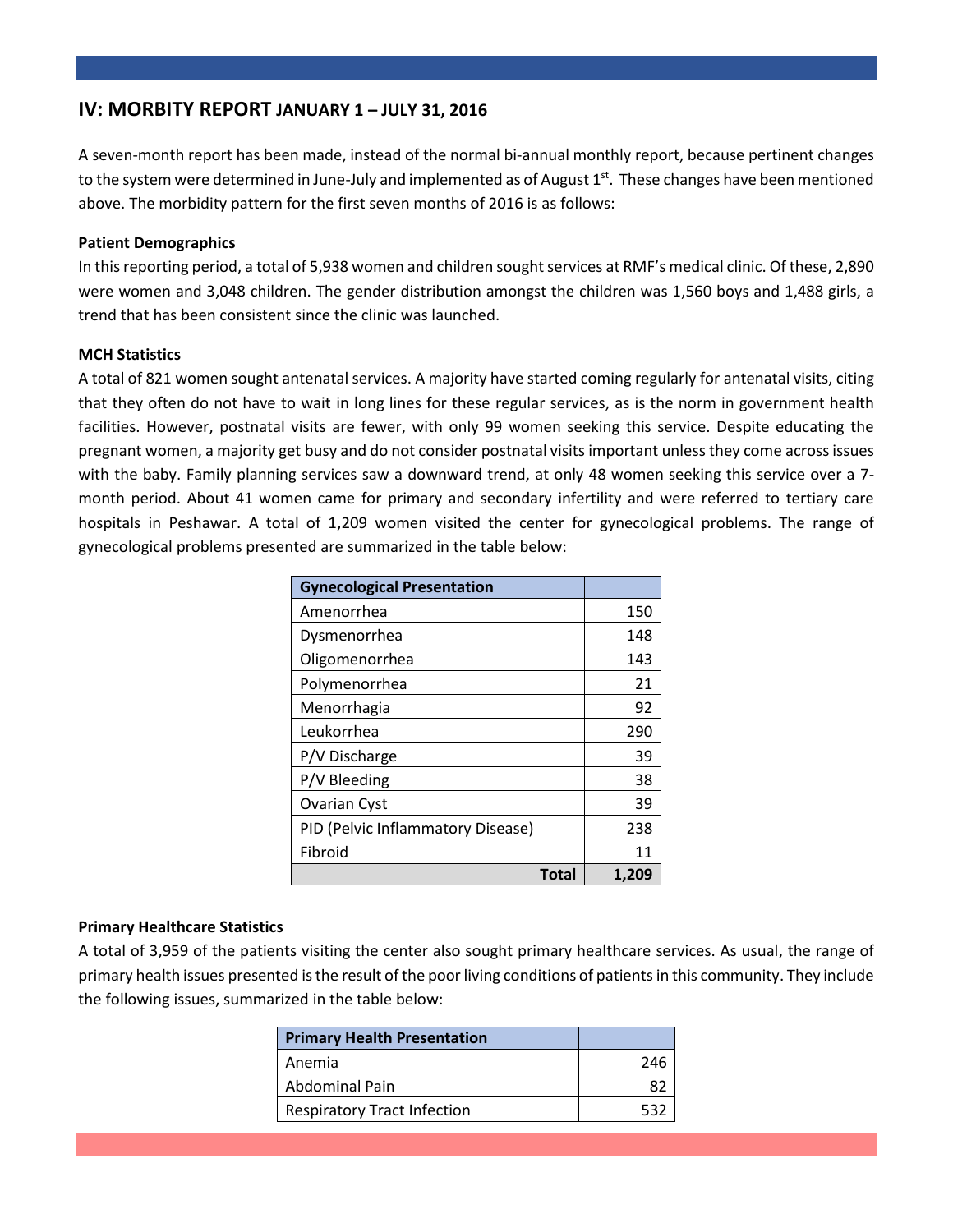## IV: MORBITY REPORT JANUARY 1 – JULY 31, 2016

A seven-month report has been made, instead of the normal bi-annual monthly report, because pertinent changes to the system were determined in June-July and implemented as of August 1st. These changes have been mentioned above. The morbidity pattern for the first seven months of 2016 is as follows:

**Patient Demographics**

In this reporting period, a total of 5,938 women and children sought services at RMF's medical clinic. Of these, 2,890 were women and 3,048 children. The gender distribution amongst the children was 1,560 boys and 1,488 girls, a trend that has been consistent since the clinic was launched.

**MCH Statistics**

A total of 821 women sought antenatal services. A majority have started coming regularly for antenatal visits, citing that they often do not have to wait in long lines for these regular services, as is the norm in government health facilities. However, postnatal visits are fewer, with only 99 women seeking this service. Despite educating the pregnant women, a majority get busy and do not consider postnatal visits important unless they come across issues with the baby. Family planning services saw a downward trend, at only 48 women seeking this service over a 7-month period. About 41 women came for primary and secondary infertility and were referred to tertiary care hospitals in Peshawar. A total of 1,209 women visited the center for gynecological problems. The range of gynecological problems presented are summarized in the table below:

| Gynecological Presentation | |
|---|---:|
| Amenorrhea | 150 |
| Dysmenorrhea | 148 |
| Oligomenorrhea | 143 |
| Polymenorrhea | 21 |
| Menorrhagia | 92 |
| Leukorrhea | 290 |
| P/V Discharge | 39 |
| P/V Bleeding | 38 |
| Ovarian Cyst | 39 |
| PID (Pelvic Inflammatory Disease) | 238 |
| Fibroid | 11 |
| **Total** | **1,209** |

**Primary Healthcare Statistics**

A total of 3,959 of the patients visiting the center also sought primary healthcare services. As usual, the range of primary health issues presented is the result of the poor living conditions of patients in this community. They include the following issues, summarized in the table below:

| Primary Health Presentation | |
|---|---:|
| Anemia | 246 |
| Abdominal Pain | 82 |
| Respiratory Tract Infection | 532 |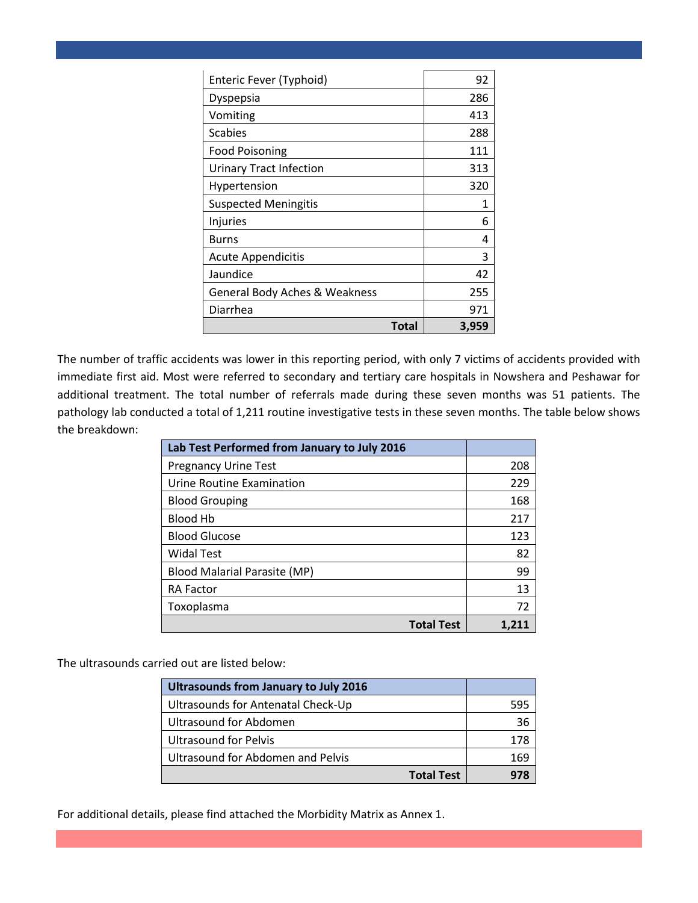| | |
|---|---|
| Enteric Fever (Typhoid) | 92 |
| Dyspepsia | 286 |
| Vomiting | 413 |
| Scabies | 288 |
| Food Poisoning | 111 |
| Urinary Tract Infection | 313 |
| Hypertension | 320 |
| Suspected Meningitis | 1 |
| Injuries | 6 |
| Burns | 4 |
| Acute Appendicitis | 3 |
| Jaundice | 42 |
| General Body Aches & Weakness | 255 |
| Diarrhea | 971 |
| **Total** | **3,959** |

The number of traffic accidents was lower in this reporting period, with only 7 victims of accidents provided with immediate first aid. Most were referred to secondary and tertiary care hospitals in Nowshera and Peshawar for additional treatment. The total number of referrals made during these seven months was 51 patients. The pathology lab conducted a total of 1,211 routine investigative tests in these seven months. The table below shows the breakdown:

| Lab Test Performed from January to July 2016 | |
|---|---|
| Pregnancy Urine Test | 208 |
| Urine Routine Examination | 229 |
| Blood Grouping | 168 |
| Blood Hb | 217 |
| Blood Glucose | 123 |
| Widal Test | 82 |
| Blood Malarial Parasite (MP) | 99 |
| RA Factor | 13 |
| Toxoplasma | 72 |
| **Total Test** | **1,211** |

The ultrasounds carried out are listed below:

| Ultrasounds from January to July 2016 | |
|---|---|
| Ultrasounds for Antenatal Check-Up | 595 |
| Ultrasound for Abdomen | 36 |
| Ultrasound for Pelvis | 178 |
| Ultrasound for Abdomen and Pelvis | 169 |
| **Total Test** | **978** |

For additional details, please find attached the Morbidity Matrix as Annex 1.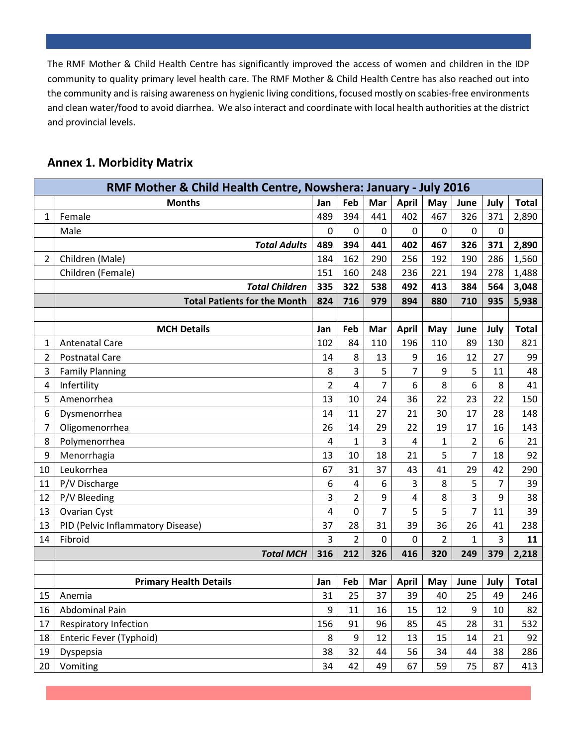The RMF Mother & Child Health Centre has significantly improved the access of women and children in the IDP community to quality primary level health care. The RMF Mother & Child Health Centre has also reached out into the community and is raising awareness on hygienic living conditions, focused mostly on scabies-free environments and clean water/food to avoid diarrhea. We also interact and coordinate with local health authorities at the district and provincial levels.

## Annex 1. Morbidity Matrix

| RMF Mother & Child Health Centre, Nowshera: January - July 2016 | | | | | | | | | |
|---|---|---|---|---|---|---|---|---|---|
| | **Months** | **Jan** | **Feb** | **Mar** | **April** | **May** | **June** | **July** | **Total** |
| 1 | Female | 489 | 394 | 441 | 402 | 467 | 326 | 371 | 2,890 |
| | Male | 0 | 0 | 0 | 0 | 0 | 0 | 0 | |
| | ***Total Adults*** | **489** | **394** | **441** | **402** | **467** | **326** | **371** | **2,890** |
| 2 | Children (Male) | 184 | 162 | 290 | 256 | 192 | 190 | 286 | 1,560 |
| | Children (Female) | 151 | 160 | 248 | 236 | 221 | 194 | 278 | 1,488 |
| | ***Total Children*** | **335** | **322** | **538** | **492** | **413** | **384** | **564** | **3,048** |
| | **Total Patients for the Month** | **824** | **716** | **979** | **894** | **880** | **710** | **935** | **5,938** |
| | | | | | | | | | |
| | **MCH Details** | **Jan** | **Feb** | **Mar** | **April** | **May** | **June** | **July** | **Total** |
| 1 | Antenatal Care | 102 | 84 | 110 | 196 | 110 | 89 | 130 | 821 |
| 2 | Postnatal Care | 14 | 8 | 13 | 9 | 16 | 12 | 27 | 99 |
| 3 | Family Planning | 8 | 3 | 5 | 7 | 9 | 5 | 11 | 48 |
| 4 | Infertility | 2 | 4 | 7 | 6 | 8 | 6 | 8 | 41 |
| 5 | Amenorrhea | 13 | 10 | 24 | 36 | 22 | 23 | 22 | 150 |
| 6 | Dysmenorrhea | 14 | 11 | 27 | 21 | 30 | 17 | 28 | 148 |
| 7 | Oligomenorrhea | 26 | 14 | 29 | 22 | 19 | 17 | 16 | 143 |
| 8 | Polymenorrhea | 4 | 1 | 3 | 4 | 1 | 2 | 6 | 21 |
| 9 | Menorrhagia | 13 | 10 | 18 | 21 | 5 | 7 | 18 | 92 |
| 10 | Leukorrhea | 67 | 31 | 37 | 43 | 41 | 29 | 42 | 290 |
| 11 | P/V Discharge | 6 | 4 | 6 | 3 | 8 | 5 | 7 | 39 |
| 12 | P/V Bleeding | 3 | 2 | 9 | 4 | 8 | 3 | 9 | 38 |
| 13 | Ovarian Cyst | 4 | 0 | 7 | 5 | 5 | 7 | 11 | 39 |
| 13 | PID (Pelvic Inflammatory Disease) | 37 | 28 | 31 | 39 | 36 | 26 | 41 | 238 |
| 14 | Fibroid | 3 | 2 | 0 | 0 | 2 | 1 | 3 | **11** |
| | ***Total MCH*** | **316** | **212** | **326** | **416** | **320** | **249** | **379** | **2,218** |
| | | | | | | | | | |
| | **Primary Health Details** | **Jan** | **Feb** | **Mar** | **April** | **May** | **June** | **July** | **Total** |
| 15 | Anemia | 31 | 25 | 37 | 39 | 40 | 25 | 49 | 246 |
| 16 | Abdominal Pain | 9 | 11 | 16 | 15 | 12 | 9 | 10 | 82 |
| 17 | Respiratory Infection | 156 | 91 | 96 | 85 | 45 | 28 | 31 | 532 |
| 18 | Enteric Fever (Typhoid) | 8 | 9 | 12 | 13 | 15 | 14 | 21 | 92 |
| 19 | Dyspepsia | 38 | 32 | 44 | 56 | 34 | 44 | 38 | 286 |
| 20 | Vomiting | 34 | 42 | 49 | 67 | 59 | 75 | 87 | 413 |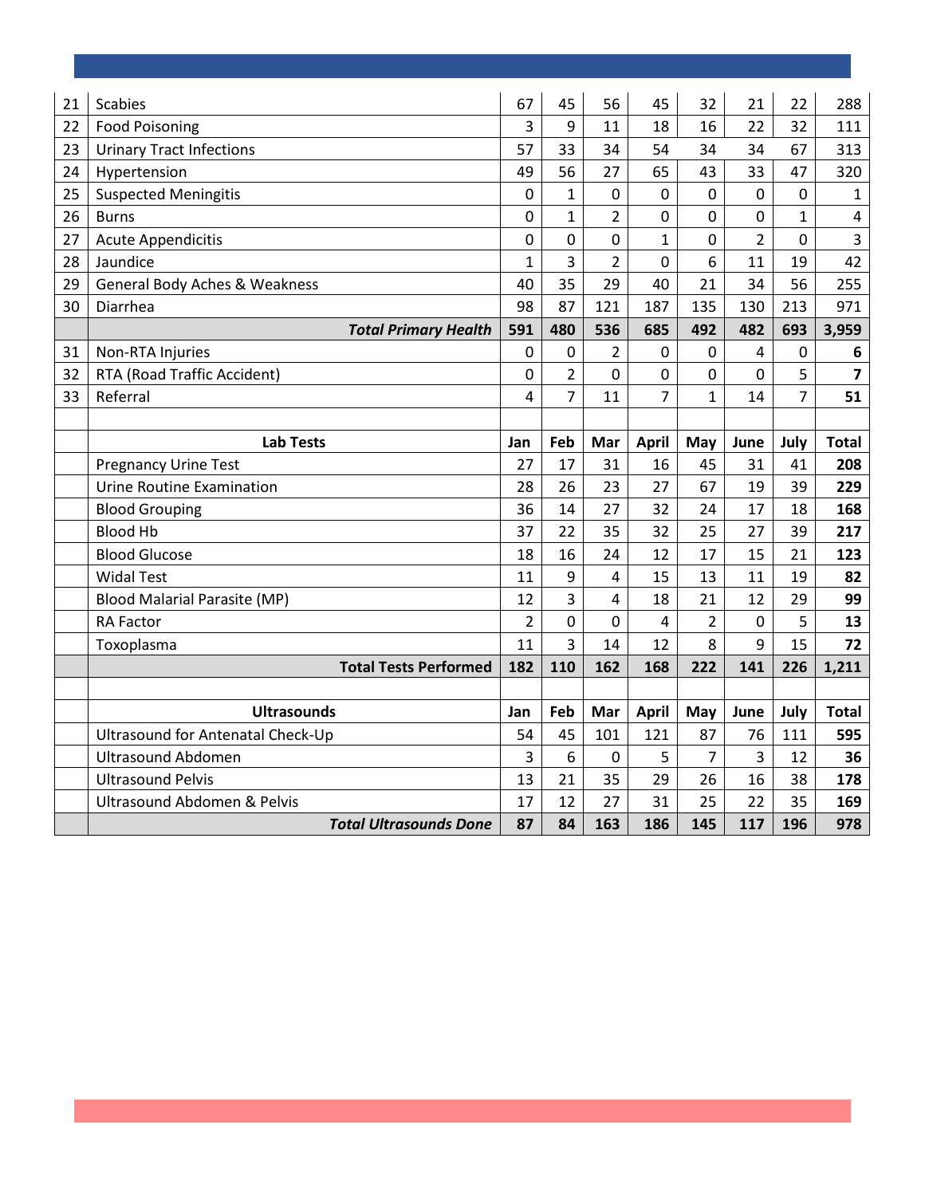| | | | | | | | | | |
|---|---|---|---|---|---|---|---|---|---|
| 21 | Scabies | 67 | 45 | 56 | 45 | 32 | 21 | 22 | 288 |
| 22 | Food Poisoning | 3 | 9 | 11 | 18 | 16 | 22 | 32 | 111 |
| 23 | Urinary Tract Infections | 57 | 33 | 34 | 54 | 34 | 34 | 67 | 313 |
| 24 | Hypertension | 49 | 56 | 27 | 65 | 43 | 33 | 47 | 320 |
| 25 | Suspected Meningitis | 0 | 1 | 0 | 0 | 0 | 0 | 0 | 1 |
| 26 | Burns | 0 | 1 | 2 | 0 | 0 | 0 | 1 | 4 |
| 27 | Acute Appendicitis | 0 | 0 | 0 | 1 | 0 | 2 | 0 | 3 |
| 28 | Jaundice | 1 | 3 | 2 | 0 | 6 | 11 | 19 | 42 |
| 29 | General Body Aches & Weakness | 40 | 35 | 29 | 40 | 21 | 34 | 56 | 255 |
| 30 | Diarrhea | 98 | 87 | 121 | 187 | 135 | 130 | 213 | 971 |
| | ***Total Primary Health*** | **591** | **480** | **536** | **685** | **492** | **482** | **693** | **3,959** |
| 31 | Non-RTA Injuries | 0 | 0 | 2 | 0 | 0 | 4 | 0 | **6** |
| 32 | RTA (Road Traffic Accident) | 0 | 2 | 0 | 0 | 0 | 0 | 5 | **7** |
| 33 | Referral | 4 | 7 | 11 | 7 | 1 | 14 | 7 | **51** |

| | Lab Tests | Jan | Feb | Mar | April | May | June | July | Total |
|---|---|---|---|---|---|---|---|---|---|
| | Pregnancy Urine Test | 27 | 17 | 31 | 16 | 45 | 31 | 41 | **208** |
| | Urine Routine Examination | 28 | 26 | 23 | 27 | 67 | 19 | 39 | **229** |
| | Blood Grouping | 36 | 14 | 27 | 32 | 24 | 17 | 18 | **168** |
| | Blood Hb | 37 | 22 | 35 | 32 | 25 | 27 | 39 | **217** |
| | Blood Glucose | 18 | 16 | 24 | 12 | 17 | 15 | 21 | **123** |
| | Widal Test | 11 | 9 | 4 | 15 | 13 | 11 | 19 | **82** |
| | Blood Malarial Parasite (MP) | 12 | 3 | 4 | 18 | 21 | 12 | 29 | **99** |
| | RA Factor | 2 | 0 | 0 | 4 | 2 | 0 | 5 | **13** |
| | Toxoplasma | 11 | 3 | 14 | 12 | 8 | 9 | 15 | **72** |
| | **Total Tests Performed** | **182** | **110** | **162** | **168** | **222** | **141** | **226** | **1,211** |

| | Ultrasounds | Jan | Feb | Mar | April | May | June | July | Total |
|---|---|---|---|---|---|---|---|---|---|
| | Ultrasound for Antenatal Check-Up | 54 | 45 | 101 | 121 | 87 | 76 | 111 | **595** |
| | Ultrasound Abdomen | 3 | 6 | 0 | 5 | 7 | 3 | 12 | **36** |
| | Ultrasound Pelvis | 13 | 21 | 35 | 29 | 26 | 16 | 38 | **178** |
| | Ultrasound Abdomen & Pelvis | 17 | 12 | 27 | 31 | 25 | 22 | 35 | **169** |
| | ***Total Ultrasounds Done*** | **87** | **84** | **163** | **186** | **145** | **117** | **196** | **978** |